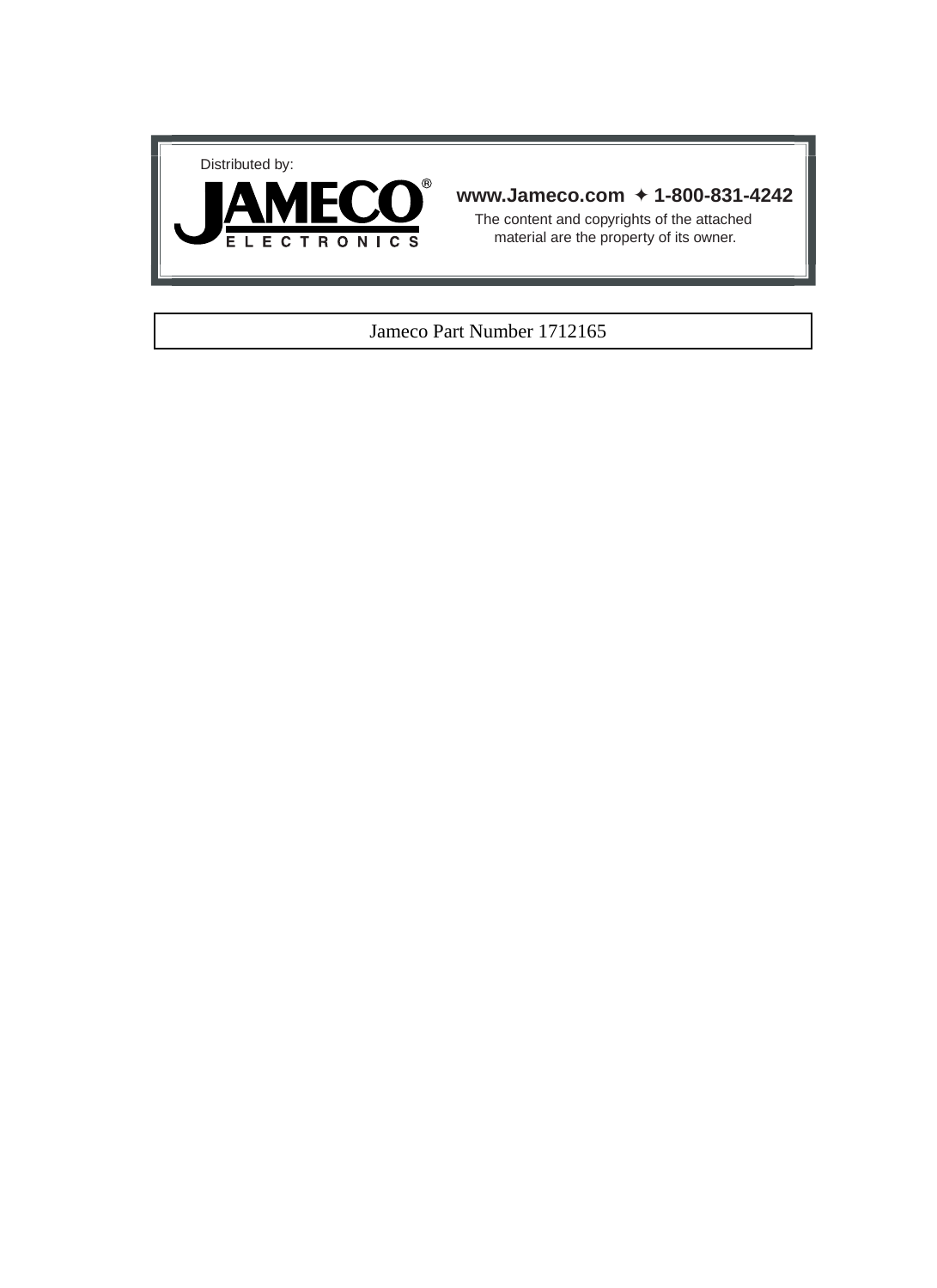Distributed by:

**JAMECO®**
ELECTRONICS

**www.Jameco.com ✦ 1-800-831-4242**

The content and copyrights of the attached material are the property of its owner.

Jameco Part Number 1712165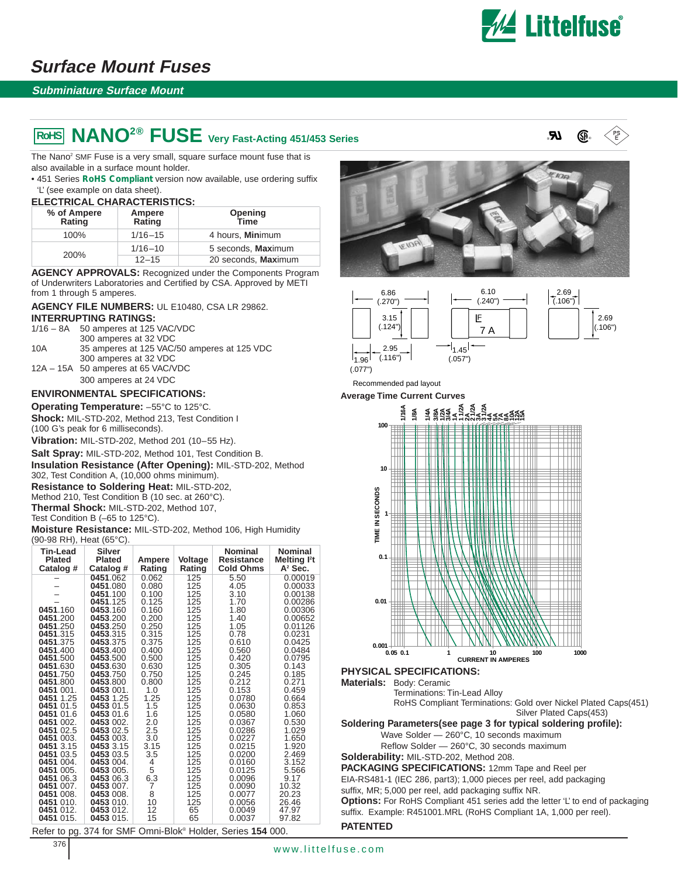# Surface Mount Fuses

## Subminiature Surface Mount

## RoHS NANO[2®] FUSE Very Fast-Acting 451/453 Series

The Nano[2] SMF Fuse is a very small, square surface mount fuse that is also available in a surface mount holder.

- 451 Series **RoHS Compliant** version now available, use ordering suffix 'L' (see example on data sheet).

### ELECTRICAL CHARACTERISTICS:

| % of Ampere Rating | Ampere Rating | Opening Time |
|---|---|---|
| 100% | 1/16–15 | 4 hours, **Min**imum |
| 200% | 1/16–10 | 5 seconds, **Max**imum |
| | 12–15 | 20 seconds, **Max**imum |

**AGENCY APPROVALS:** Recognized under the Components Program of Underwriters Laboratories and Certified by CSA. Approved by METI from 1 through 5 amperes.

**AGENCY FILE NUMBERS:** UL E10480, CSA LR 29862.

**INTERRUPTING RATINGS:**

| | |
|---|---|
| 1/16 – 8A | 50 amperes at 125 VAC/VDC |
| | 300 amperes at 32 VDC |
| 10A | 35 amperes at 125 VAC/50 amperes at 125 VDC |
| | 300 amperes at 32 VDC |
| 12A – 15A | 50 amperes at 65 VAC/VDC |
| | 300 amperes at 24 VDC |

### ENVIRONMENTAL SPECIFICATIONS:

**Operating Temperature:** –55°C to 125°C.

**Shock:** MIL-STD-202, Method 213, Test Condition I (100 G's peak for 6 milliseconds).

**Vibration:** MIL-STD-202, Method 201 (10–55 Hz).

**Salt Spray:** MIL-STD-202, Method 101, Test Condition B.

**Insulation Resistance (After Opening):** MIL-STD-202, Method 302, Test Condition A, (10,000 ohms minimum).

**Resistance to Soldering Heat:** MIL-STD-202, Method 210, Test Condition B (10 sec. at 260°C).

**Thermal Shock:** MIL-STD-202, Method 107, Test Condition B (–65 to 125°C).

**Moisture Resistance:** MIL-STD-202, Method 106, High Humidity (90-98 RH), Heat (65°C).

| Tin-Lead Plated Catalog # | Silver Plated Catalog # | Ampere Rating | Voltage Rating | Nominal Resistance Cold Ohms | Nominal Melting I²t A² Sec. |
|---|---|---|---|---|---|
| – | **0451**.062 | 0.062 | 125 | 5.50 | 0.00019 |
| – | **0451**.080 | 0.080 | 125 | 4.05 | 0.00033 |
| – | **0451**.100 | 0.100 | 125 | 3.10 | 0.00138 |
| – | **0451**.125 | 0.125 | 125 | 1.70 | 0.00286 |
| **0451**.160 | **0453**.160 | 0.160 | 125 | 1.80 | 0.00306 |
| **0451**.200 | **0453**.200 | 0.200 | 125 | 1.40 | 0.00652 |
| **0451**.250 | **0453**.250 | 0.250 | 125 | 1.05 | 0.01126 |
| **0451**.315 | **0453**.315 | 0.315 | 125 | 0.78 | 0.0231 |
| **0451**.375 | **0453**.375 | 0.375 | 125 | 0.610 | 0.0425 |
| **0451**.400 | **0453**.400 | 0.400 | 125 | 0.560 | 0.0484 |
| **0451**.500 | **0453**.500 | 0.500 | 125 | 0.420 | 0.0795 |
| **0451**.630 | **0453**.630 | 0.630 | 125 | 0.305 | 0.143 |
| **0451**.750 | **0453**.750 | 0.750 | 125 | 0.245 | 0.185 |
| **0451**.800 | **0453**.800 | 0.800 | 125 | 0.212 | 0.271 |
| **0451** 001. | **0453** 001. | 1.0 | 125 | 0.153 | 0.459 |
| **0451** 1.25 | **0453** 1.25 | 1.25 | 125 | 0.0780 | 0.664 |
| **0451** 01.5 | **0453** 01.5 | 1.5 | 125 | 0.0630 | 0.853 |
| **0451** 01.6 | **0453** 01.6 | 1.6 | 125 | 0.0580 | 1.060 |
| **0451** 002. | **0453** 002. | 2.0 | 125 | 0.0367 | 0.530 |
| **0451** 02.5 | **0453** 02.5 | 2.5 | 125 | 0.0286 | 1.029 |
| **0451** 003. | **0453** 003. | 3.0 | 125 | 0.0227 | 1.650 |
| **0451** 3.15 | **0453** 3.15 | 3.15 | 125 | 0.0215 | 1.920 |
| **0451** 03.5 | **0453** 03.5 | 3.5 | 125 | 0.0200 | 2.469 |
| **0451** 004. | **0453** 004. | 4 | 125 | 0.0160 | 3.152 |
| **0451** 005. | **0453** 005. | 5 | 125 | 0.0125 | 5.566 |
| **0451** 06.3 | **0453** 06.3 | 6.3 | 125 | 0.0096 | 9.17 |
| **0451** 007. | **0453** 007. | 7 | 125 | 0.0090 | 10.32 |
| **0451** 008. | **0453** 008. | 8 | 125 | 0.0077 | 20.23 |
| **0451** 010. | **0453** 010. | 10 | 125 | 0.0056 | 26.46 |
| **0451** 012. | **0453** 012. | 12 | 65 | 0.0049 | 47.97 |
| **0451** 015. | **0453** 015. | 15 | 65 | 0.0037 | 97.82 |

Refer to pg. 374 for SMF Omni-Blok® Holder, Series **154** 000.

6.86 (.270")
3.15 (.124")
1.96 (.077")
2.95 (.116")
6.10 (.240")
7 A
1.45 (.057")
2.69 (.106")
2.69 (.106")

Recommended pad layout

**Average Time Current Curves**

1/16A 1/8A 1/4A 3/8A 1/2A 3/4A 1A 1 1/2A 2A 2 1/2A 3A 3 1/2A 4A 5A 7A 8A 10A 12A 15A

TIME IN SECONDS
100
10
1
0.1
0.01
0.001
0.05 0.1 1 10 100 1000
CURRENT IN AMPERES

### PHYSICAL SPECIFICATIONS:

**Materials:** Body: Ceramic
Terminations: Tin-Lead Alloy
RoHS Compliant Terminations: Gold over Nickel Plated Caps(451)
Silver Plated Caps(453)

**Soldering Parameters(see page 3 for typical soldering profile):**
Wave Solder — 260°C, 10 seconds maximum
Reflow Solder — 260°C, 30 seconds maximum

**Solderability:** MIL-STD-202, Method 208.

**PACKAGING SPECIFICATIONS:** 12mm Tape and Reel per EIA-RS481-1 (IEC 286, part3); 1,000 pieces per reel, add packaging suffix, MR; 5,000 per reel, add packaging suffix NR.

**Options:** For RoHS Compliant 451 series add the letter 'L' to end of packaging suffix. Example: R451001.MRL (RoHS Compliant 1A, 1,000 per reel).

**PATENTED**